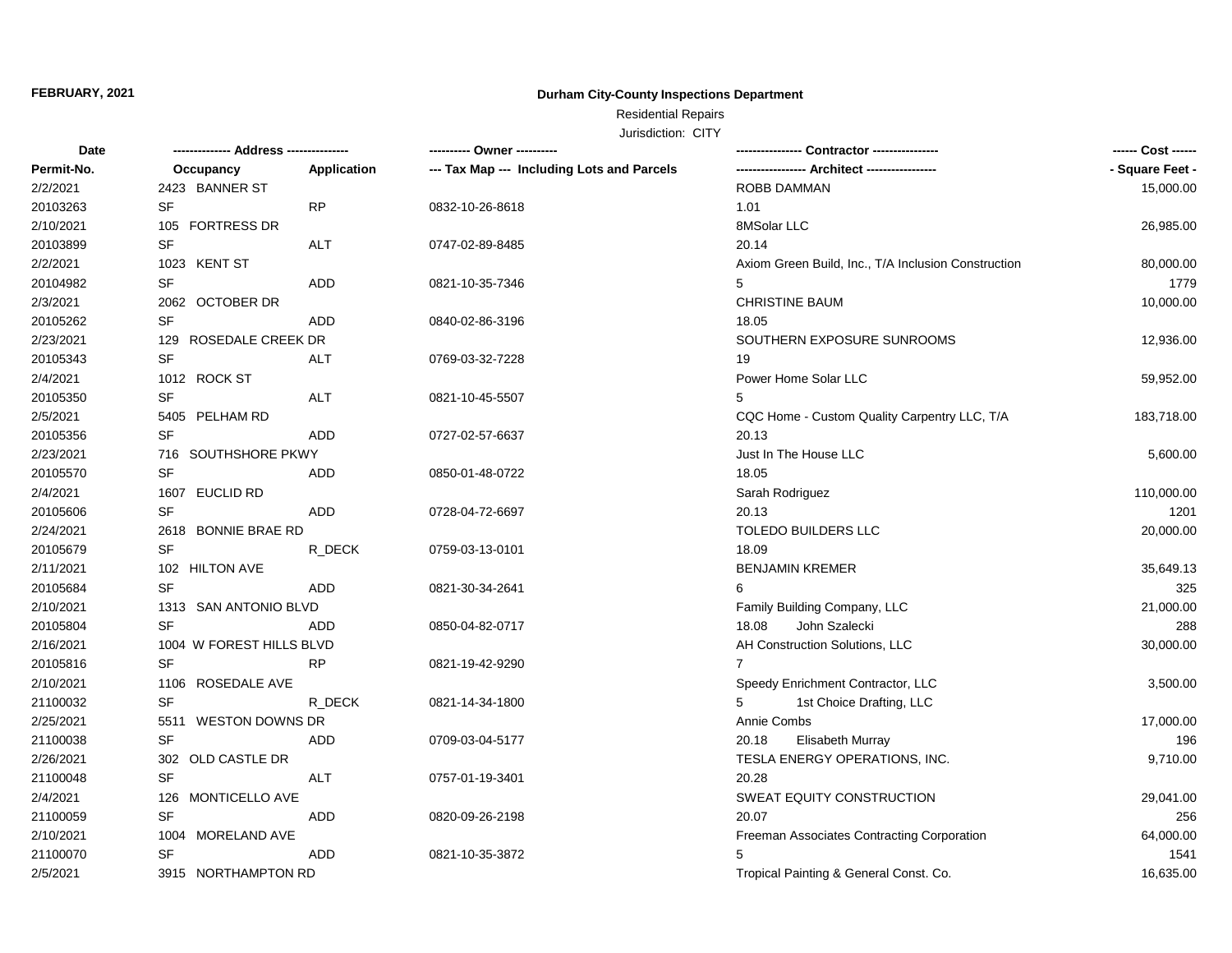**FEBRUARY, 2021**

**Durham City-County Inspections Department**

Residential Repairs

Jurisdiction: CITY

| Date | ------------- Address -------------- | | ---------- Owner ---------- | --------------- Contractor --------------- | ------ Cost ------ |
|---|---|---|---|---|---|
| **Permit-No.** | **Occupancy** | **Application** | **--- Tax Map --- Including Lots and Parcels** | **---------------- Architect ----------------** | **- Square Feet -** |
| 2/2/2021 | 2423 BANNER ST | | | ROBB DAMMAN | 15,000.00 |
| 20103263 | SF | RP | 0832-10-26-8618 | 1.01 | |
| 2/10/2021 | 105 FORTRESS DR | | | 8MSolar LLC | 26,985.00 |
| 20103899 | SF | ALT | 0747-02-89-8485 | 20.14 | |
| 2/2/2021 | 1023 KENT ST | | | Axiom Green Build, Inc., T/A Inclusion Construction | 80,000.00 |
| 20104982 | SF | ADD | 0821-10-35-7346 | 5 | 1779 |
| 2/3/2021 | 2062 OCTOBER DR | | | CHRISTINE BAUM | 10,000.00 |
| 20105262 | SF | ADD | 0840-02-86-3196 | 18.05 | |
| 2/23/2021 | 129 ROSEDALE CREEK DR | | | SOUTHERN EXPOSURE SUNROOMS | 12,936.00 |
| 20105343 | SF | ALT | 0769-03-32-7228 | 19 | |
| 2/4/2021 | 1012 ROCK ST | | | Power Home Solar LLC | 59,952.00 |
| 20105350 | SF | ALT | 0821-10-45-5507 | 5 | |
| 2/5/2021 | 5405 PELHAM RD | | | CQC Home - Custom Quality Carpentry LLC, T/A | 183,718.00 |
| 20105356 | SF | ADD | 0727-02-57-6637 | 20.13 | |
| 2/23/2021 | 716 SOUTHSHORE PKWY | | | Just In The House LLC | 5,600.00 |
| 20105570 | SF | ADD | 0850-01-48-0722 | 18.05 | |
| 2/4/2021 | 1607 EUCLID RD | | | Sarah Rodriguez | 110,000.00 |
| 20105606 | SF | ADD | 0728-04-72-6697 | 20.13 | 1201 |
| 2/24/2021 | 2618 BONNIE BRAE RD | | | TOLEDO BUILDERS LLC | 20,000.00 |
| 20105679 | SF | R_DECK | 0759-03-13-0101 | 18.09 | |
| 2/11/2021 | 102 HILTON AVE | | | BENJAMIN KREMER | 35,649.13 |
| 20105684 | SF | ADD | 0821-30-34-2641 | 6 | 325 |
| 2/10/2021 | 1313 SAN ANTONIO BLVD | | | Family Building Company, LLC | 21,000.00 |
| 20105804 | SF | ADD | 0850-04-82-0717 | 18.08 John Szalecki | 288 |
| 2/16/2021 | 1004 W FOREST HILLS BLVD | | | AH Construction Solutions, LLC | 30,000.00 |
| 20105816 | SF | RP | 0821-19-42-9290 | 7 | |
| 2/10/2021 | 1106 ROSEDALE AVE | | | Speedy Enrichment Contractor, LLC | 3,500.00 |
| 21100032 | SF | R_DECK | 0821-14-34-1800 | 5 1st Choice Drafting, LLC | |
| 2/25/2021 | 5511 WESTON DOWNS DR | | | Annie Combs | 17,000.00 |
| 21100038 | SF | ADD | 0709-03-04-5177 | 20.18 Elisabeth Murray | 196 |
| 2/26/2021 | 302 OLD CASTLE DR | | | TESLA ENERGY OPERATIONS, INC. | 9,710.00 |
| 21100048 | SF | ALT | 0757-01-19-3401 | 20.28 | |
| 2/4/2021 | 126 MONTICELLO AVE | | | SWEAT EQUITY CONSTRUCTION | 29,041.00 |
| 21100059 | SF | ADD | 0820-09-26-2198 | 20.07 | 256 |
| 2/10/2021 | 1004 MORELAND AVE | | | Freeman Associates Contracting Corporation | 64,000.00 |
| 21100070 | SF | ADD | 0821-10-35-3872 | 5 | 1541 |
| 2/5/2021 | 3915 NORTHAMPTON RD | | | Tropical Painting & General Const. Co. | 16,635.00 |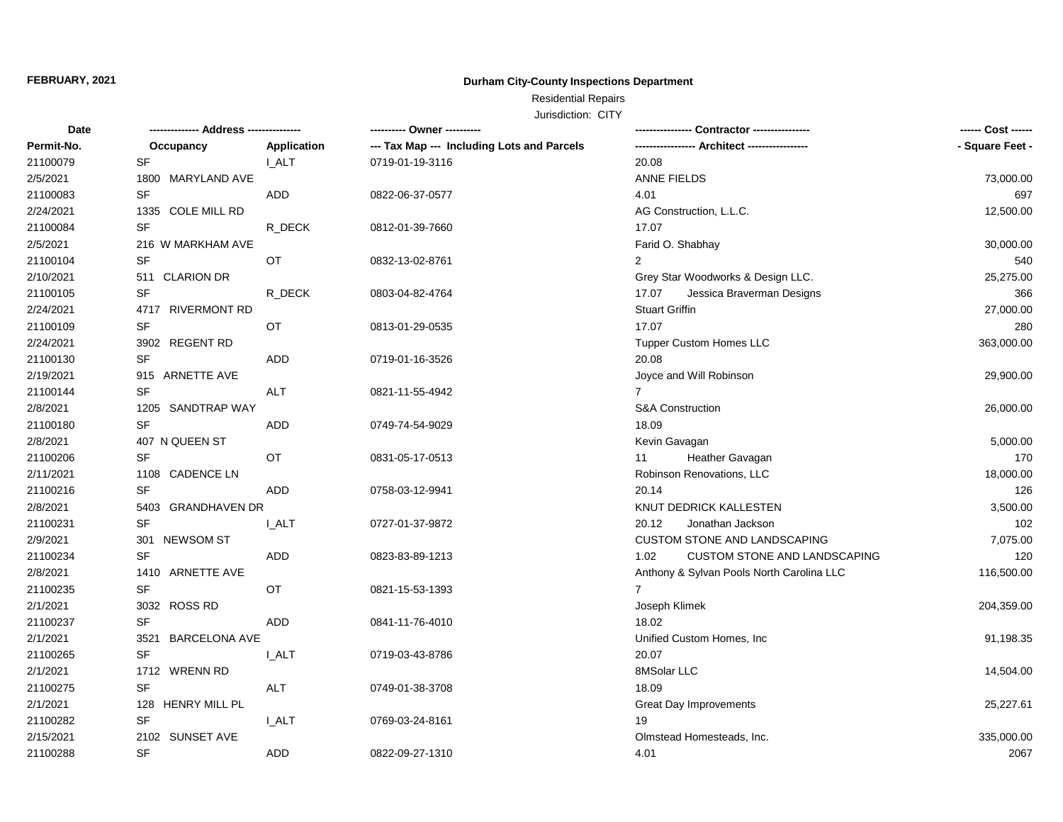**FEBRUARY, 2021**

**Durham City-County Inspections Department**

Residential Repairs

Jurisdiction: CITY

| Date | -------------- Address -------------- | | ---------- Owner ---------- | ---------------- Contractor ---------------- | ------ Cost ------ |
|---|---|---|---|---|---|
| Permit-No. | Occupancy | Application | --- Tax Map --- Including Lots and Parcels | ----------------- Architect ----------------- | - Square Feet - |
| 21100079 | SF | I_ALT | 0719-01-19-3116 | 20.08 | |
| 2/5/2021 | 1800 MARYLAND AVE | | | ANNE FIELDS | 73,000.00 |
| 21100083 | SF | ADD | 0822-06-37-0577 | 4.01 | 697 |
| 2/24/2021 | 1335 COLE MILL RD | | | AG Construction, L.L.C. | 12,500.00 |
| 21100084 | SF | R_DECK | 0812-01-39-7660 | 17.07 | |
| 2/5/2021 | 216 W MARKHAM AVE | | | Farid O. Shabhay | 30,000.00 |
| 21100104 | SF | OT | 0832-13-02-8761 | 2 | 540 |
| 2/10/2021 | 511 CLARION DR | | | Grey Star Woodworks & Design LLC. | 25,275.00 |
| 21100105 | SF | R_DECK | 0803-04-82-4764 | 17.07 Jessica Braverman Designs | 366 |
| 2/24/2021 | 4717 RIVERMONT RD | | | Stuart Griffin | 27,000.00 |
| 21100109 | SF | OT | 0813-01-29-0535 | 17.07 | 280 |
| 2/24/2021 | 3902 REGENT RD | | | Tupper Custom Homes LLC | 363,000.00 |
| 21100130 | SF | ADD | 0719-01-16-3526 | 20.08 | |
| 2/19/2021 | 915 ARNETTE AVE | | | Joyce and Will Robinson | 29,900.00 |
| 21100144 | SF | ALT | 0821-11-55-4942 | 7 | |
| 2/8/2021 | 1205 SANDTRAP WAY | | | S&A Construction | 26,000.00 |
| 21100180 | SF | ADD | 0749-74-54-9029 | 18.09 | |
| 2/8/2021 | 407 N QUEEN ST | | | Kevin Gavagan | 5,000.00 |
| 21100206 | SF | OT | 0831-05-17-0513 | 11 Heather Gavagan | 170 |
| 2/11/2021 | 1108 CADENCE LN | | | Robinson Renovations, LLC | 18,000.00 |
| 21100216 | SF | ADD | 0758-03-12-9941 | 20.14 | 126 |
| 2/8/2021 | 5403 GRANDHAVEN DR | | | KNUT DEDRICK KALLESTEN | 3,500.00 |
| 21100231 | SF | I_ALT | 0727-01-37-9872 | 20.12 Jonathan Jackson | 102 |
| 2/9/2021 | 301 NEWSOM ST | | | CUSTOM STONE AND LANDSCAPING | 7,075.00 |
| 21100234 | SF | ADD | 0823-83-89-1213 | 1.02 CUSTOM STONE AND LANDSCAPING | 120 |
| 2/8/2021 | 1410 ARNETTE AVE | | | Anthony & Sylvan Pools North Carolina LLC | 116,500.00 |
| 21100235 | SF | OT | 0821-15-53-1393 | 7 | |
| 2/1/2021 | 3032 ROSS RD | | | Joseph Klimek | 204,359.00 |
| 21100237 | SF | ADD | 0841-11-76-4010 | 18.02 | |
| 2/1/2021 | 3521 BARCELONA AVE | | | Unified Custom Homes, Inc | 91,198.35 |
| 21100265 | SF | I_ALT | 0719-03-43-8786 | 20.07 | |
| 2/1/2021 | 1712 WRENN RD | | | 8MSolar LLC | 14,504.00 |
| 21100275 | SF | ALT | 0749-01-38-3708 | 18.09 | |
| 2/1/2021 | 128 HENRY MILL PL | | | Great Day Improvements | 25,227.61 |
| 21100282 | SF | I_ALT | 0769-03-24-8161 | 19 | |
| 2/15/2021 | 2102 SUNSET AVE | | | Olmstead Homesteads, Inc. | 335,000.00 |
| 21100288 | SF | ADD | 0822-09-27-1310 | 4.01 | 2067 |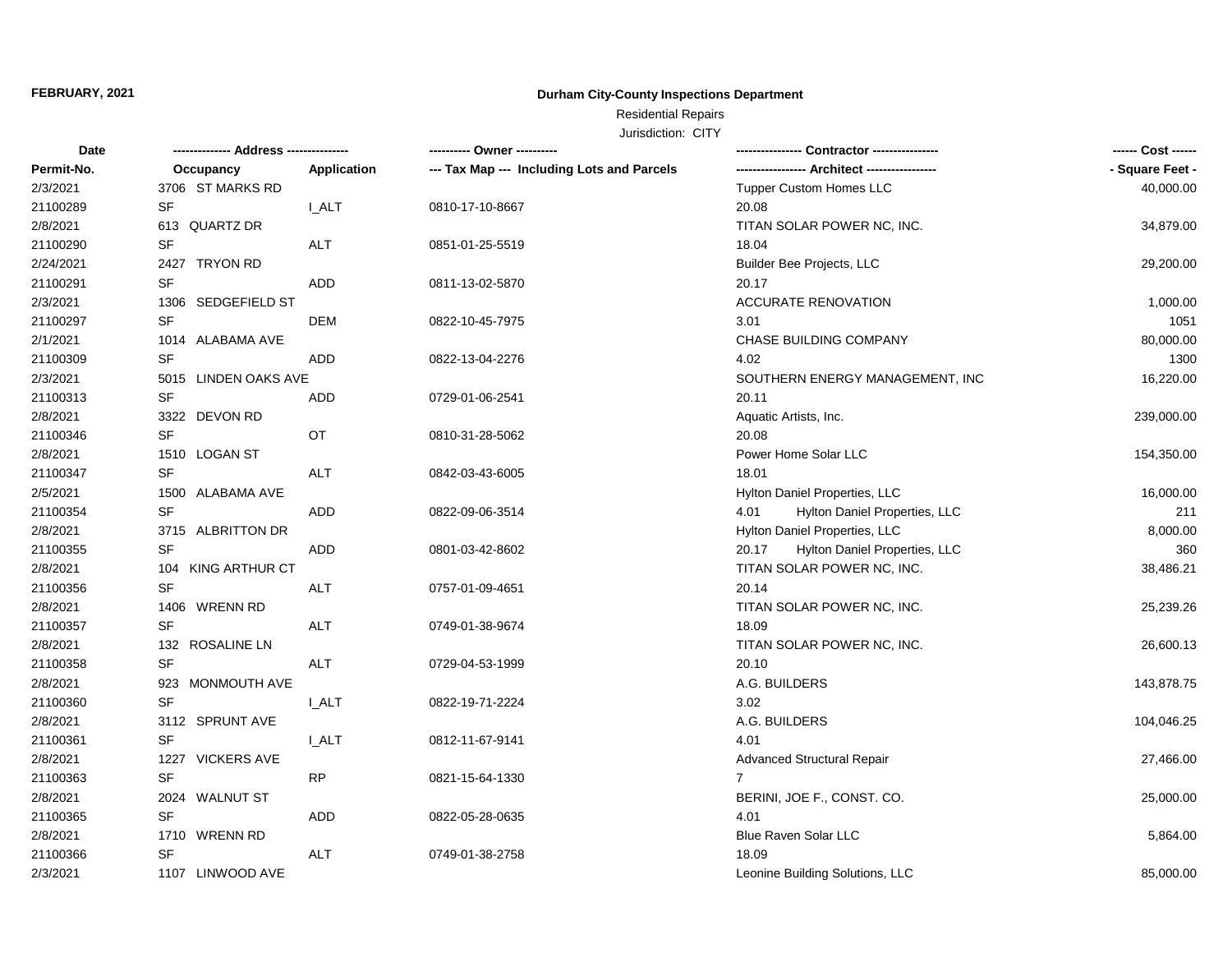**FEBRUARY, 2021**

**Durham City-County Inspections Department**

Residential Repairs

Jurisdiction: CITY

| Date | ------------- Address -------------- | | ---------- Owner ---------- | ---------------- Contractor ---------------- | ------ Cost ------ |
|---|---|---|---|---|---|
| Permit-No. | Occupancy | Application | --- Tax Map --- Including Lots and Parcels | ----------------- Architect ----------------- | - Square Feet - |
| 2/3/2021 | 3706 ST MARKS RD | | | Tupper Custom Homes LLC | 40,000.00 |
| 21100289 | SF | I_ALT | 0810-17-10-8667 | 20.08 | |
| 2/8/2021 | 613 QUARTZ DR | | | TITAN SOLAR POWER NC, INC. | 34,879.00 |
| 21100290 | SF | ALT | 0851-01-25-5519 | 18.04 | |
| 2/24/2021 | 2427 TRYON RD | | | Builder Bee Projects, LLC | 29,200.00 |
| 21100291 | SF | ADD | 0811-13-02-5870 | 20.17 | |
| 2/3/2021 | 1306 SEDGEFIELD ST | | | ACCURATE RENOVATION | 1,000.00 |
| 21100297 | SF | DEM | 0822-10-45-7975 | 3.01 | 1051 |
| 2/1/2021 | 1014 ALABAMA AVE | | | CHASE BUILDING COMPANY | 80,000.00 |
| 21100309 | SF | ADD | 0822-13-04-2276 | 4.02 | 1300 |
| 2/3/2021 | 5015 LINDEN OAKS AVE | | | SOUTHERN ENERGY MANAGEMENT, INC | 16,220.00 |
| 21100313 | SF | ADD | 0729-01-06-2541 | 20.11 | |
| 2/8/2021 | 3322 DEVON RD | | | Aquatic Artists, Inc. | 239,000.00 |
| 21100346 | SF | OT | 0810-31-28-5062 | 20.08 | |
| 2/8/2021 | 1510 LOGAN ST | | | Power Home Solar LLC | 154,350.00 |
| 21100347 | SF | ALT | 0842-03-43-6005 | 18.01 | |
| 2/5/2021 | 1500 ALABAMA AVE | | | Hylton Daniel Properties, LLC | 16,000.00 |
| 21100354 | SF | ADD | 0822-09-06-3514 | 4.01 Hylton Daniel Properties, LLC | 211 |
| 2/8/2021 | 3715 ALBRITTON DR | | | Hylton Daniel Properties, LLC | 8,000.00 |
| 21100355 | SF | ADD | 0801-03-42-8602 | 20.17 Hylton Daniel Properties, LLC | 360 |
| 2/8/2021 | 104 KING ARTHUR CT | | | TITAN SOLAR POWER NC, INC. | 38,486.21 |
| 21100356 | SF | ALT | 0757-01-09-4651 | 20.14 | |
| 2/8/2021 | 1406 WRENN RD | | | TITAN SOLAR POWER NC, INC. | 25,239.26 |
| 21100357 | SF | ALT | 0749-01-38-9674 | 18.09 | |
| 2/8/2021 | 132 ROSALINE LN | | | TITAN SOLAR POWER NC, INC. | 26,600.13 |
| 21100358 | SF | ALT | 0729-04-53-1999 | 20.10 | |
| 2/8/2021 | 923 MONMOUTH AVE | | | A.G. BUILDERS | 143,878.75 |
| 21100360 | SF | I_ALT | 0822-19-71-2224 | 3.02 | |
| 2/8/2021 | 3112 SPRUNT AVE | | | A.G. BUILDERS | 104,046.25 |
| 21100361 | SF | I_ALT | 0812-11-67-9141 | 4.01 | |
| 2/8/2021 | 1227 VICKERS AVE | | | Advanced Structural Repair | 27,466.00 |
| 21100363 | SF | RP | 0821-15-64-1330 | 7 | |
| 2/8/2021 | 2024 WALNUT ST | | | BERINI, JOE F., CONST. CO. | 25,000.00 |
| 21100365 | SF | ADD | 0822-05-28-0635 | 4.01 | |
| 2/8/2021 | 1710 WRENN RD | | | Blue Raven Solar LLC | 5,864.00 |
| 21100366 | SF | ALT | 0749-01-38-2758 | 18.09 | |
| 2/3/2021 | 1107 LINWOOD AVE | | | Leonine Building Solutions, LLC | 85,000.00 |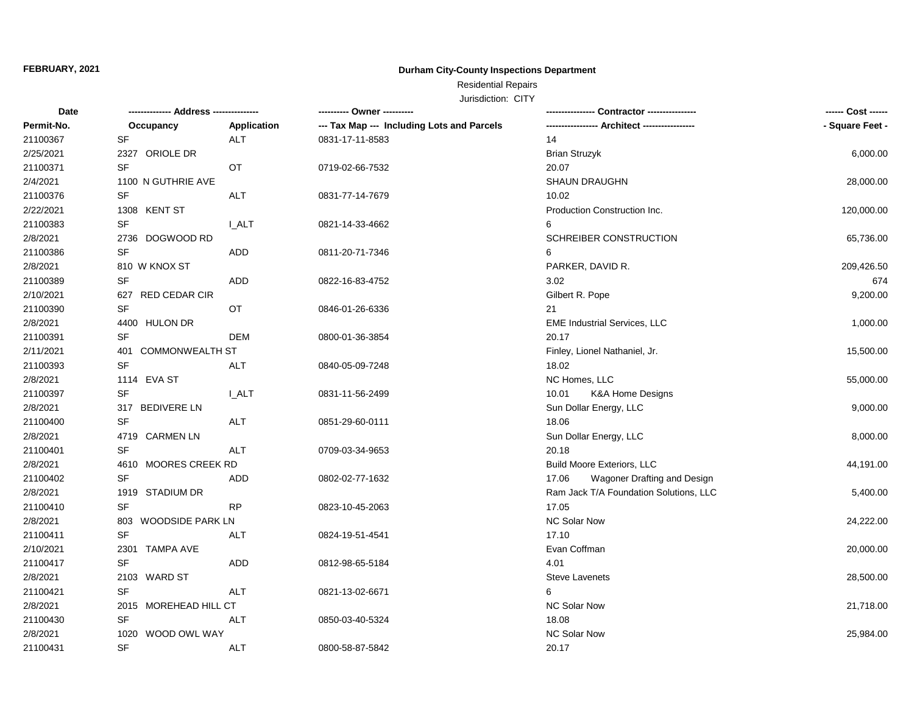**FEBRUARY, 2021**

**Durham City-County Inspections Department**

Residential Repairs

Jurisdiction: CITY

| Date / Permit-No. | Address / Occupancy | Application | Owner / Tax Map --- Including Lots and Parcels | Contractor / Architect | Cost / Square Feet |
|---|---|---|---|---|---|
| 21100367 | SF | ALT | 0831-17-11-8583 | 14 | |
| 2/25/2021 | 2327 ORIOLE DR | | | Brian Struzyk | 6,000.00 |
| 21100371 | SF | OT | 0719-02-66-7532 | 20.07 | |
| 2/4/2021 | 1100 N GUTHRIE AVE | | | SHAUN DRAUGHN | 28,000.00 |
| 21100376 | SF | ALT | 0831-77-14-7679 | 10.02 | |
| 2/22/2021 | 1308 KENT ST | | | Production Construction Inc. | 120,000.00 |
| 21100383 | SF | I_ALT | 0821-14-33-4662 | 6 | |
| 2/8/2021 | 2736 DOGWOOD RD | | | SCHREIBER CONSTRUCTION | 65,736.00 |
| 21100386 | SF | ADD | 0811-20-71-7346 | 6 | |
| 2/8/2021 | 810 W KNOX ST | | | PARKER, DAVID R. | 209,426.50 |
| 21100389 | SF | ADD | 0822-16-83-4752 | 3.02 | 674 |
| 2/10/2021 | 627 RED CEDAR CIR | | | Gilbert R. Pope | 9,200.00 |
| 21100390 | SF | OT | 0846-01-26-6336 | 21 | |
| 2/8/2021 | 4400 HULON DR | | | EME Industrial Services, LLC | 1,000.00 |
| 21100391 | SF | DEM | 0800-01-36-3854 | 20.17 | |
| 2/11/2021 | 401 COMMONWEALTH ST | | | Finley, Lionel Nathaniel, Jr. | 15,500.00 |
| 21100393 | SF | ALT | 0840-05-09-7248 | 18.02 | |
| 2/8/2021 | 1114 EVA ST | | | NC Homes, LLC | 55,000.00 |
| 21100397 | SF | I_ALT | 0831-11-56-2499 | 10.01 K&A Home Designs | |
| 2/8/2021 | 317 BEDIVERE LN | | | Sun Dollar Energy, LLC | 9,000.00 |
| 21100400 | SF | ALT | 0851-29-60-0111 | 18.06 | |
| 2/8/2021 | 4719 CARMEN LN | | | Sun Dollar Energy, LLC | 8,000.00 |
| 21100401 | SF | ALT | 0709-03-34-9653 | 20.18 | |
| 2/8/2021 | 4610 MOORES CREEK RD | | | Build Moore Exteriors, LLC | 44,191.00 |
| 21100402 | SF | ADD | 0802-02-77-1632 | 17.06 Wagoner Drafting and Design | |
| 2/8/2021 | 1919 STADIUM DR | | | Ram Jack T/A Foundation Solutions, LLC | 5,400.00 |
| 21100410 | SF | RP | 0823-10-45-2063 | 17.05 | |
| 2/8/2021 | 803 WOODSIDE PARK LN | | | NC Solar Now | 24,222.00 |
| 21100411 | SF | ALT | 0824-19-51-4541 | 17.10 | |
| 2/10/2021 | 2301 TAMPA AVE | | | Evan Coffman | 20,000.00 |
| 21100417 | SF | ADD | 0812-98-65-5184 | 4.01 | |
| 2/8/2021 | 2103 WARD ST | | | Steve Lavenets | 28,500.00 |
| 21100421 | SF | ALT | 0821-13-02-6671 | 6 | |
| 2/8/2021 | 2015 MOREHEAD HILL CT | | | NC Solar Now | 21,718.00 |
| 21100430 | SF | ALT | 0850-03-40-5324 | 18.08 | |
| 2/8/2021 | 1020 WOOD OWL WAY | | | NC Solar Now | 25,984.00 |
| 21100431 | SF | ALT | 0800-58-87-5842 | 20.17 | |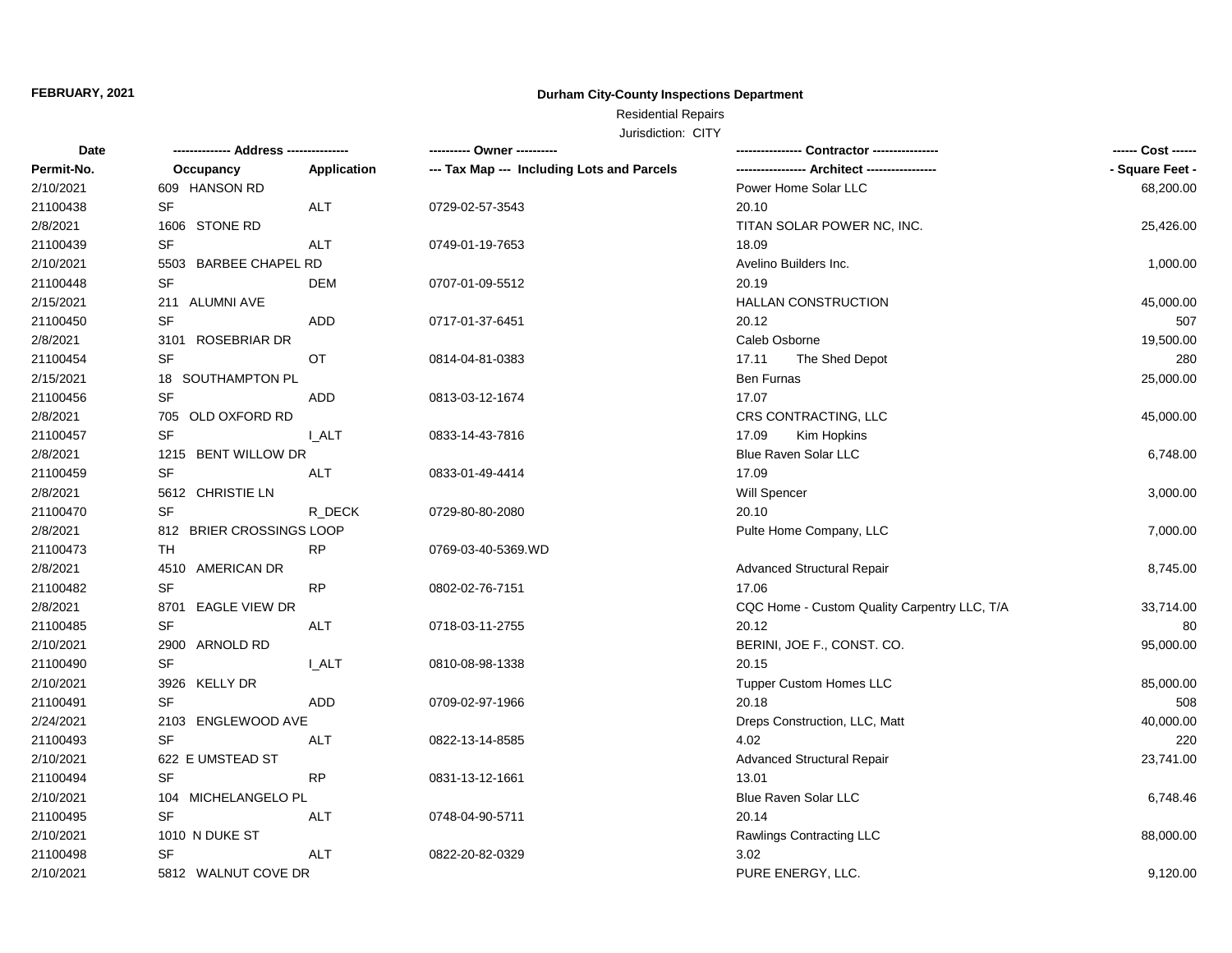**FEBRUARY, 2021**

**Durham City-County Inspections Department**

Residential Repairs

Jurisdiction: CITY

| Date | ------------- Address -------------- | | ---------- Owner ---------- | ---------------- Contractor ---------------- | ------ Cost ------ |
|---|---|---|---|---|---|
| **Permit-No.** | **Occupancy** | **Application** | **--- Tax Map --- Including Lots and Parcels** | **----------------- Architect -----------------** | **- Square Feet -** |
| 2/10/2021 | 609 HANSON RD | | | Power Home Solar LLC | 68,200.00 |
| 21100438 | SF | ALT | 0729-02-57-3543 | 20.10 | |
| 2/8/2021 | 1606 STONE RD | | | TITAN SOLAR POWER NC, INC. | 25,426.00 |
| 21100439 | SF | ALT | 0749-01-19-7653 | 18.09 | |
| 2/10/2021 | 5503 BARBEE CHAPEL RD | | | Avelino Builders Inc. | 1,000.00 |
| 21100448 | SF | DEM | 0707-01-09-5512 | 20.19 | |
| 2/15/2021 | 211 ALUMNI AVE | | | HALLAN CONSTRUCTION | 45,000.00 |
| 21100450 | SF | ADD | 0717-01-37-6451 | 20.12 | 507 |
| 2/8/2021 | 3101 ROSEBRIAR DR | | | Caleb Osborne | 19,500.00 |
| 21100454 | SF | OT | 0814-04-81-0383 | 17.11 The Shed Depot | 280 |
| 2/15/2021 | 18 SOUTHAMPTON PL | | | Ben Furnas | 25,000.00 |
| 21100456 | SF | ADD | 0813-03-12-1674 | 17.07 | |
| 2/8/2021 | 705 OLD OXFORD RD | | | CRS CONTRACTING, LLC | 45,000.00 |
| 21100457 | SF | I_ALT | 0833-14-43-7816 | 17.09 Kim Hopkins | |
| 2/8/2021 | 1215 BENT WILLOW DR | | | Blue Raven Solar LLC | 6,748.00 |
| 21100459 | SF | ALT | 0833-01-49-4414 | 17.09 | |
| 2/8/2021 | 5612 CHRISTIE LN | | | Will Spencer | 3,000.00 |
| 21100470 | SF | R_DECK | 0729-80-80-2080 | 20.10 | |
| 2/8/2021 | 812 BRIER CROSSINGS LOOP | | | Pulte Home Company, LLC | 7,000.00 |
| 21100473 | TH | RP | 0769-03-40-5369.WD | | |
| 2/8/2021 | 4510 AMERICAN DR | | | Advanced Structural Repair | 8,745.00 |
| 21100482 | SF | RP | 0802-02-76-7151 | 17.06 | |
| 2/8/2021 | 8701 EAGLE VIEW DR | | | CQC Home - Custom Quality Carpentry LLC, T/A | 33,714.00 |
| 21100485 | SF | ALT | 0718-03-11-2755 | 20.12 | 80 |
| 2/10/2021 | 2900 ARNOLD RD | | | BERINI, JOE F., CONST. CO. | 95,000.00 |
| 21100490 | SF | I_ALT | 0810-08-98-1338 | 20.15 | |
| 2/10/2021 | 3926 KELLY DR | | | Tupper Custom Homes LLC | 85,000.00 |
| 21100491 | SF | ADD | 0709-02-97-1966 | 20.18 | 508 |
| 2/24/2021 | 2103 ENGLEWOOD AVE | | | Dreps Construction, LLC, Matt | 40,000.00 |
| 21100493 | SF | ALT | 0822-13-14-8585 | 4.02 | 220 |
| 2/10/2021 | 622 E UMSTEAD ST | | | Advanced Structural Repair | 23,741.00 |
| 21100494 | SF | RP | 0831-13-12-1661 | 13.01 | |
| 2/10/2021 | 104 MICHELANGELO PL | | | Blue Raven Solar LLC | 6,748.46 |
| 21100495 | SF | ALT | 0748-04-90-5711 | 20.14 | |
| 2/10/2021 | 1010 N DUKE ST | | | Rawlings Contracting LLC | 88,000.00 |
| 21100498 | SF | ALT | 0822-20-82-0329 | 3.02 | |
| 2/10/2021 | 5812 WALNUT COVE DR | | | PURE ENERGY, LLC. | 9,120.00 |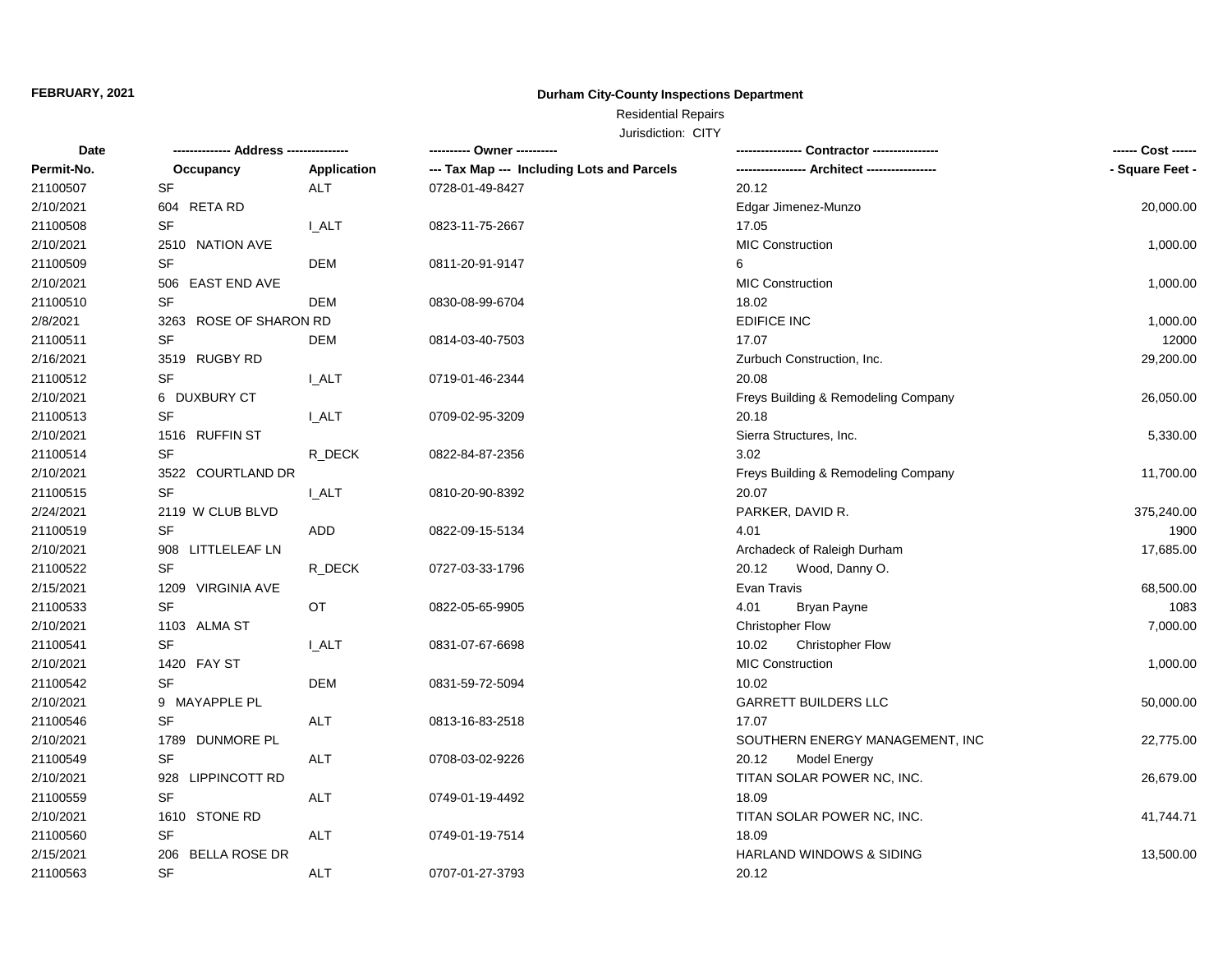**FEBRUARY, 2021**

**Durham City-County Inspections Department**

Residential Repairs

Jurisdiction: CITY

| Date | ------------- Address -------------- | | ---------- Owner ---------- | --------------- Contractor --------------- | ------ Cost ------ |
|---|---|---|---|---|---|
| Permit-No. | Occupancy | Application | --- Tax Map --- Including Lots and Parcels | ---------------- Architect ---------------- | - Square Feet - |
| 21100507 | SF | ALT | 0728-01-49-8427 | 20.12 | |
| 2/10/2021 | 604 RETA RD | | | Edgar Jimenez-Munzo | 20,000.00 |
| 21100508 | SF | I_ALT | 0823-11-75-2667 | 17.05 | |
| 2/10/2021 | 2510 NATION AVE | | | MIC Construction | 1,000.00 |
| 21100509 | SF | DEM | 0811-20-91-9147 | 6 | |
| 2/10/2021 | 506 EAST END AVE | | | MIC Construction | 1,000.00 |
| 21100510 | SF | DEM | 0830-08-99-6704 | 18.02 | |
| 2/8/2021 | 3263 ROSE OF SHARON RD | | | EDIFICE INC | 1,000.00 |
| 21100511 | SF | DEM | 0814-03-40-7503 | 17.07 | 12000 |
| 2/16/2021 | 3519 RUGBY RD | | | Zurbuch Construction, Inc. | 29,200.00 |
| 21100512 | SF | I_ALT | 0719-01-46-2344 | 20.08 | |
| 2/10/2021 | 6 DUXBURY CT | | | Freys Building & Remodeling Company | 26,050.00 |
| 21100513 | SF | I_ALT | 0709-02-95-3209 | 20.18 | |
| 2/10/2021 | 1516 RUFFIN ST | | | Sierra Structures, Inc. | 5,330.00 |
| 21100514 | SF | R_DECK | 0822-84-87-2356 | 3.02 | |
| 2/10/2021 | 3522 COURTLAND DR | | | Freys Building & Remodeling Company | 11,700.00 |
| 21100515 | SF | I_ALT | 0810-20-90-8392 | 20.07 | |
| 2/24/2021 | 2119 W CLUB BLVD | | | PARKER, DAVID R. | 375,240.00 |
| 21100519 | SF | ADD | 0822-09-15-5134 | 4.01 | 1900 |
| 2/10/2021 | 908 LITTLELEAF LN | | | Archadeck of Raleigh Durham | 17,685.00 |
| 21100522 | SF | R_DECK | 0727-03-33-1796 | 20.12 Wood, Danny O. | |
| 2/15/2021 | 1209 VIRGINIA AVE | | | Evan Travis | 68,500.00 |
| 21100533 | SF | OT | 0822-05-65-9905 | 4.01 Bryan Payne | 1083 |
| 2/10/2021 | 1103 ALMA ST | | | Christopher Flow | 7,000.00 |
| 21100541 | SF | I_ALT | 0831-07-67-6698 | 10.02 Christopher Flow | |
| 2/10/2021 | 1420 FAY ST | | | MIC Construction | 1,000.00 |
| 21100542 | SF | DEM | 0831-59-72-5094 | 10.02 | |
| 2/10/2021 | 9 MAYAPPLE PL | | | GARRETT BUILDERS LLC | 50,000.00 |
| 21100546 | SF | ALT | 0813-16-83-2518 | 17.07 | |
| 2/10/2021 | 1789 DUNMORE PL | | | SOUTHERN ENERGY MANAGEMENT, INC | 22,775.00 |
| 21100549 | SF | ALT | 0708-03-02-9226 | 20.12 Model Energy | |
| 2/10/2021 | 928 LIPPINCOTT RD | | | TITAN SOLAR POWER NC, INC. | 26,679.00 |
| 21100559 | SF | ALT | 0749-01-19-4492 | 18.09 | |
| 2/10/2021 | 1610 STONE RD | | | TITAN SOLAR POWER NC, INC. | 41,744.71 |
| 21100560 | SF | ALT | 0749-01-19-7514 | 18.09 | |
| 2/15/2021 | 206 BELLA ROSE DR | | | HARLAND WINDOWS & SIDING | 13,500.00 |
| 21100563 | SF | ALT | 0707-01-27-3793 | 20.12 | |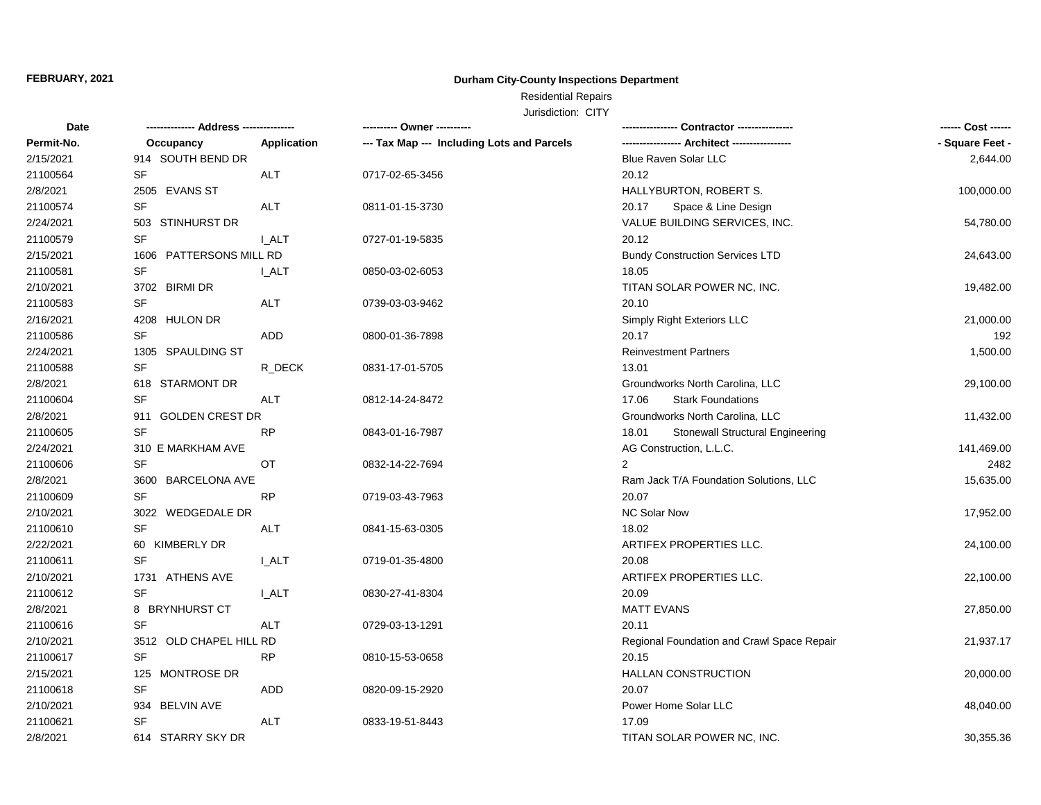**FEBRUARY, 2021**

**Durham City-County Inspections Department**

Residential Repairs

Jurisdiction: CITY

| Date | ------------- Address -------------- | | ---------- Owner ---------- | ---------------- Contractor ---------------- | ------ Cost ------ |
|---|---|---|---|---|---|
| Permit-No. | Occupancy | Application | --- Tax Map --- Including Lots and Parcels | ----------------- Architect ----------------- | - Square Feet - |
| 2/15/2021 | 914 SOUTH BEND DR | | | Blue Raven Solar LLC | 2,644.00 |
| 21100564 | SF | ALT | 0717-02-65-3456 | 20.12 | |
| 2/8/2021 | 2505 EVANS ST | | | HALLYBURTON, ROBERT S. | 100,000.00 |
| 21100574 | SF | ALT | 0811-01-15-3730 | 20.17 Space & Line Design | |
| 2/24/2021 | 503 STINHURST DR | | | VALUE BUILDING SERVICES, INC. | 54,780.00 |
| 21100579 | SF | I_ALT | 0727-01-19-5835 | 20.12 | |
| 2/15/2021 | 1606 PATTERSONS MILL RD | | | Bundy Construction Services LTD | 24,643.00 |
| 21100581 | SF | I_ALT | 0850-03-02-6053 | 18.05 | |
| 2/10/2021 | 3702 BIRMI DR | | | TITAN SOLAR POWER NC, INC. | 19,482.00 |
| 21100583 | SF | ALT | 0739-03-03-9462 | 20.10 | |
| 2/16/2021 | 4208 HULON DR | | | Simply Right Exteriors LLC | 21,000.00 |
| 21100586 | SF | ADD | 0800-01-36-7898 | 20.17 | 192 |
| 2/24/2021 | 1305 SPAULDING ST | | | Reinvestment Partners | 1,500.00 |
| 21100588 | SF | R_DECK | 0831-17-01-5705 | 13.01 | |
| 2/8/2021 | 618 STARMONT DR | | | Groundworks North Carolina, LLC | 29,100.00 |
| 21100604 | SF | ALT | 0812-14-24-8472 | 17.06 Stark Foundations | |
| 2/8/2021 | 911 GOLDEN CREST DR | | | Groundworks North Carolina, LLC | 11,432.00 |
| 21100605 | SF | RP | 0843-01-16-7987 | 18.01 Stonewall Structural Engineering | |
| 2/24/2021 | 310 E MARKHAM AVE | | | AG Construction, L.L.C. | 141,469.00 |
| 21100606 | SF | OT | 0832-14-22-7694 | 2 | 2482 |
| 2/8/2021 | 3600 BARCELONA AVE | | | Ram Jack T/A Foundation Solutions, LLC | 15,635.00 |
| 21100609 | SF | RP | 0719-03-43-7963 | 20.07 | |
| 2/10/2021 | 3022 WEDGEDALE DR | | | NC Solar Now | 17,952.00 |
| 21100610 | SF | ALT | 0841-15-63-0305 | 18.02 | |
| 2/22/2021 | 60 KIMBERLY DR | | | ARTIFEX PROPERTIES LLC. | 24,100.00 |
| 21100611 | SF | I_ALT | 0719-01-35-4800 | 20.08 | |
| 2/10/2021 | 1731 ATHENS AVE | | | ARTIFEX PROPERTIES LLC. | 22,100.00 |
| 21100612 | SF | I_ALT | 0830-27-41-8304 | 20.09 | |
| 2/8/2021 | 8 BRYNHURST CT | | | MATT EVANS | 27,850.00 |
| 21100616 | SF | ALT | 0729-03-13-1291 | 20.11 | |
| 2/10/2021 | 3512 OLD CHAPEL HILL RD | | | Regional Foundation and Crawl Space Repair | 21,937.17 |
| 21100617 | SF | RP | 0810-15-53-0658 | 20.15 | |
| 2/15/2021 | 125 MONTROSE DR | | | HALLAN CONSTRUCTION | 20,000.00 |
| 21100618 | SF | ADD | 0820-09-15-2920 | 20.07 | |
| 2/10/2021 | 934 BELVIN AVE | | | Power Home Solar LLC | 48,040.00 |
| 21100621 | SF | ALT | 0833-19-51-8443 | 17.09 | |
| 2/8/2021 | 614 STARRY SKY DR | | | TITAN SOLAR POWER NC, INC. | 30,355.36 |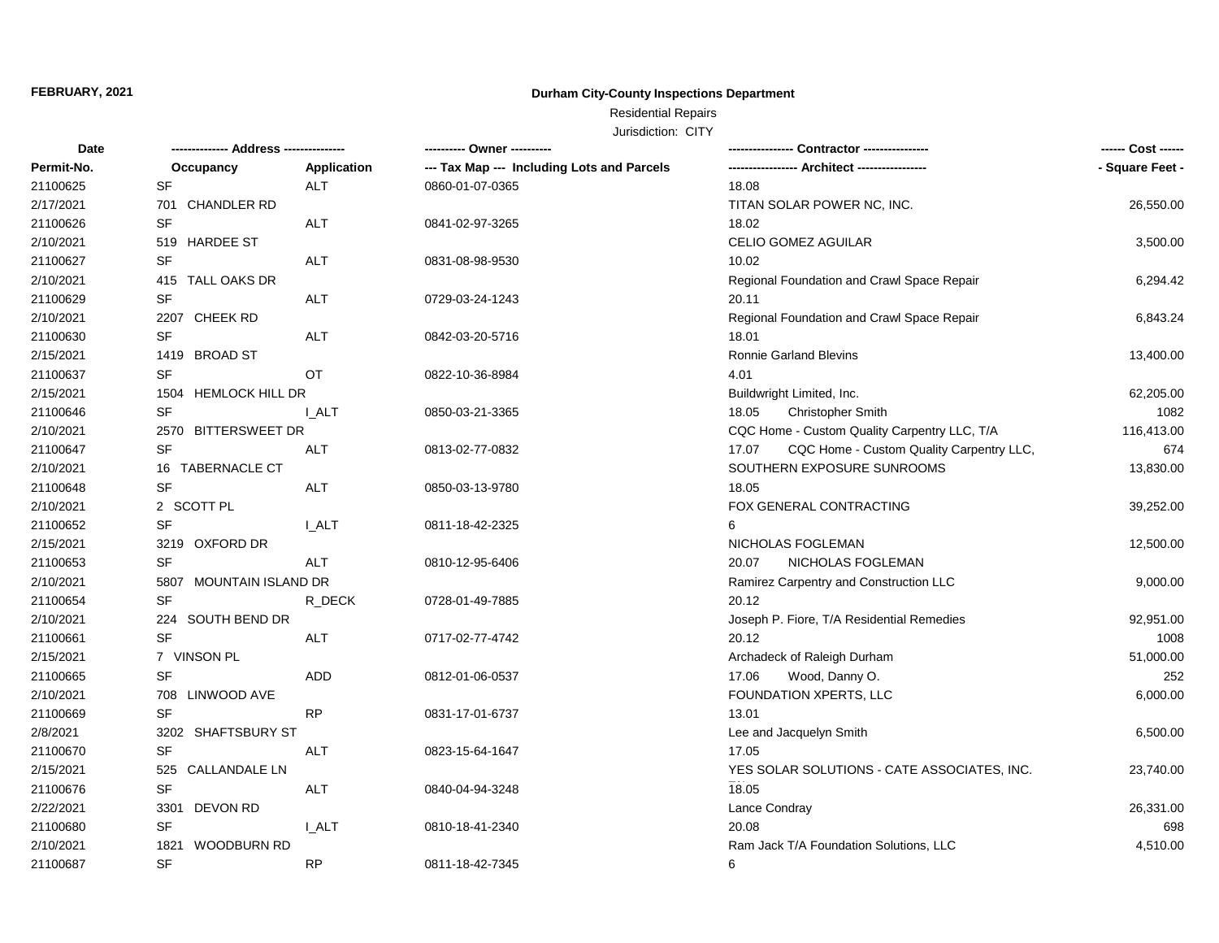**FEBRUARY, 2021**

**Durham City-County Inspections Department**

Residential Repairs

Jurisdiction: CITY

| Date | ------------- Address -------------- | | ---------- Owner ---------- | ---------------- Contractor ---------------- | ------ Cost ------ |
|---|---|---|---|---|---|
| Permit-No. | Occupancy | Application | --- Tax Map --- Including Lots and Parcels | ----------------- Architect ----------------- | - Square Feet - |
| 21100625 | SF | ALT | 0860-01-07-0365 | 18.08 | |
| 2/17/2021 | 701 CHANDLER RD | | | TITAN SOLAR POWER NC, INC. | 26,550.00 |
| 21100626 | SF | ALT | 0841-02-97-3265 | 18.02 | |
| 2/10/2021 | 519 HARDEE ST | | | CELIO GOMEZ AGUILAR | 3,500.00 |
| 21100627 | SF | ALT | 0831-08-98-9530 | 10.02 | |
| 2/10/2021 | 415 TALL OAKS DR | | | Regional Foundation and Crawl Space Repair | 6,294.42 |
| 21100629 | SF | ALT | 0729-03-24-1243 | 20.11 | |
| 2/10/2021 | 2207 CHEEK RD | | | Regional Foundation and Crawl Space Repair | 6,843.24 |
| 21100630 | SF | ALT | 0842-03-20-5716 | 18.01 | |
| 2/15/2021 | 1419 BROAD ST | | | Ronnie Garland Blevins | 13,400.00 |
| 21100637 | SF | OT | 0822-10-36-8984 | 4.01 | |
| 2/15/2021 | 1504 HEMLOCK HILL DR | | | Buildwright Limited, Inc. | 62,205.00 |
| 21100646 | SF | I_ALT | 0850-03-21-3365 | 18.05 Christopher Smith | 1082 |
| 2/10/2021 | 2570 BITTERSWEET DR | | | CQC Home - Custom Quality Carpentry LLC, T/A | 116,413.00 |
| 21100647 | SF | ALT | 0813-02-77-0832 | 17.07 CQC Home - Custom Quality Carpentry LLC, | 674 |
| 2/10/2021 | 16 TABERNACLE CT | | | SOUTHERN EXPOSURE SUNROOMS | 13,830.00 |
| 21100648 | SF | ALT | 0850-03-13-9780 | 18.05 | |
| 2/10/2021 | 2 SCOTT PL | | | FOX GENERAL CONTRACTING | 39,252.00 |
| 21100652 | SF | I_ALT | 0811-18-42-2325 | 6 | |
| 2/15/2021 | 3219 OXFORD DR | | | NICHOLAS FOGLEMAN | 12,500.00 |
| 21100653 | SF | ALT | 0810-12-95-6406 | 20.07 NICHOLAS FOGLEMAN | |
| 2/10/2021 | 5807 MOUNTAIN ISLAND DR | | | Ramirez Carpentry and Construction LLC | 9,000.00 |
| 21100654 | SF | R_DECK | 0728-01-49-7885 | 20.12 | |
| 2/10/2021 | 224 SOUTH BEND DR | | | Joseph P. Fiore, T/A Residential Remedies | 92,951.00 |
| 21100661 | SF | ALT | 0717-02-77-4742 | 20.12 | 1008 |
| 2/15/2021 | 7 VINSON PL | | | Archadeck of Raleigh Durham | 51,000.00 |
| 21100665 | SF | ADD | 0812-01-06-0537 | 17.06 Wood, Danny O. | 252 |
| 2/10/2021 | 708 LINWOOD AVE | | | FOUNDATION XPERTS, LLC | 6,000.00 |
| 21100669 | SF | RP | 0831-17-01-6737 | 13.01 | |
| 2/8/2021 | 3202 SHAFTSBURY ST | | | Lee and Jacquelyn Smith | 6,500.00 |
| 21100670 | SF | ALT | 0823-15-64-1647 | 17.05 | |
| 2/15/2021 | 525 CALLANDALE LN | | | YES SOLAR SOLUTIONS - CATE ASSOCIATES, INC. | 23,740.00 |
| 21100676 | SF | ALT | 0840-04-94-3248 | 18.05 | |
| 2/22/2021 | 3301 DEVON RD | | | Lance Condray | 26,331.00 |
| 21100680 | SF | I_ALT | 0810-18-41-2340 | 20.08 | 698 |
| 2/10/2021 | 1821 WOODBURN RD | | | Ram Jack T/A Foundation Solutions, LLC | 4,510.00 |
| 21100687 | SF | RP | 0811-18-42-7345 | 6 | |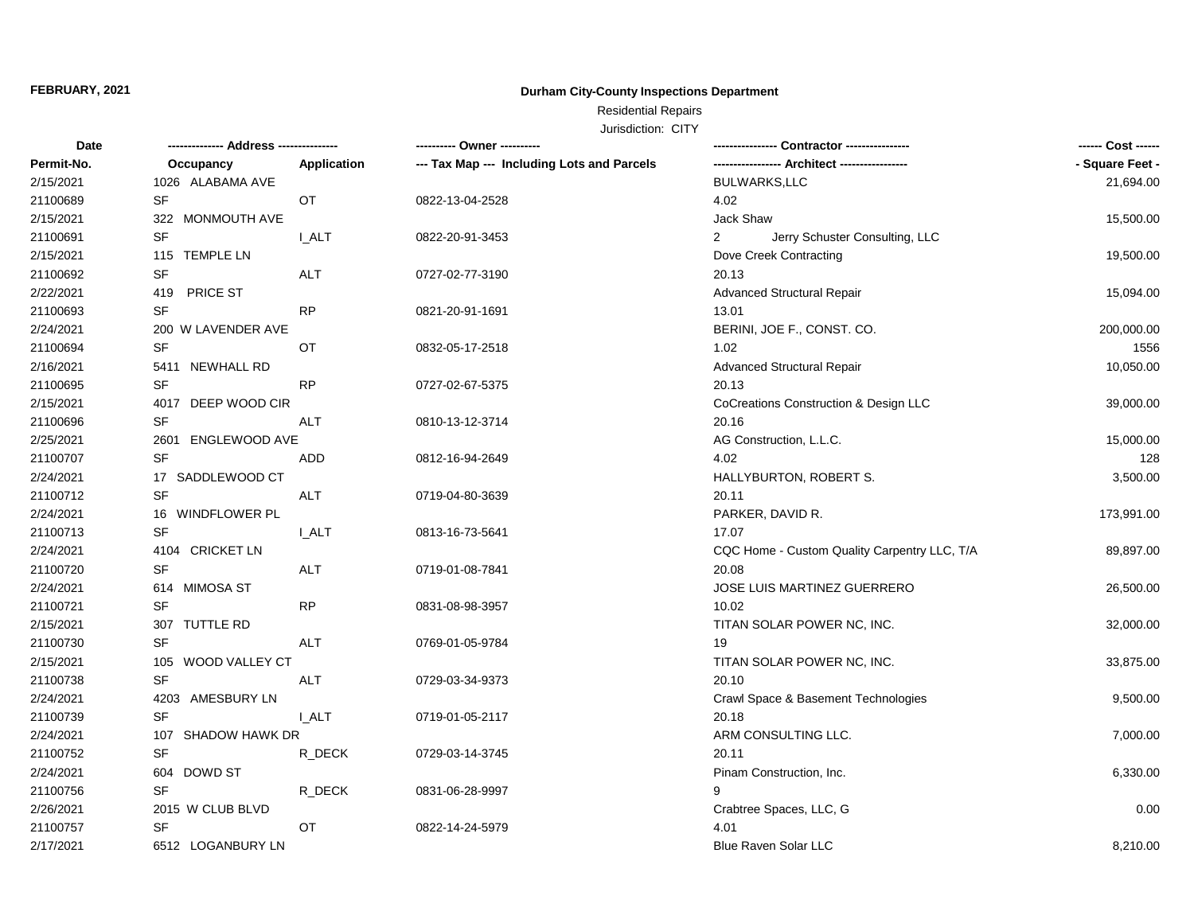**FEBRUARY, 2021**

**Durham City-County Inspections Department**

Residential Repairs

Jurisdiction: CITY

| Date | ------------- Address -------------- | | ---------- Owner ---------- | ---------------- Contractor ---------------- | ------ Cost ------ |
|---|---|---|---|---|---|
| **Permit-No.** | **Occupancy** | **Application** | **--- Tax Map --- Including Lots and Parcels** | **----------------- Architect -----------------** | **- Square Feet -** |
| 2/15/2021 | 1026 ALABAMA AVE | | | BULWARKS,LLC | 21,694.00 |
| 21100689 | SF | OT | 0822-13-04-2528 | 4.02 | |
| 2/15/2021 | 322 MONMOUTH AVE | | | Jack Shaw | 15,500.00 |
| 21100691 | SF | I_ALT | 0822-20-91-3453 | 2 Jerry Schuster Consulting, LLC | |
| 2/15/2021 | 115 TEMPLE LN | | | Dove Creek Contracting | 19,500.00 |
| 21100692 | SF | ALT | 0727-02-77-3190 | 20.13 | |
| 2/22/2021 | 419 PRICE ST | | | Advanced Structural Repair | 15,094.00 |
| 21100693 | SF | RP | 0821-20-91-1691 | 13.01 | |
| 2/24/2021 | 200 W LAVENDER AVE | | | BERINI, JOE F., CONST. CO. | 200,000.00 |
| 21100694 | SF | OT | 0832-05-17-2518 | 1.02 | 1556 |
| 2/16/2021 | 5411 NEWHALL RD | | | Advanced Structural Repair | 10,050.00 |
| 21100695 | SF | RP | 0727-02-67-5375 | 20.13 | |
| 2/15/2021 | 4017 DEEP WOOD CIR | | | CoCreations Construction & Design LLC | 39,000.00 |
| 21100696 | SF | ALT | 0810-13-12-3714 | 20.16 | |
| 2/25/2021 | 2601 ENGLEWOOD AVE | | | AG Construction, L.L.C. | 15,000.00 |
| 21100707 | SF | ADD | 0812-16-94-2649 | 4.02 | 128 |
| 2/24/2021 | 17 SADDLEWOOD CT | | | HALLYBURTON, ROBERT S. | 3,500.00 |
| 21100712 | SF | ALT | 0719-04-80-3639 | 20.11 | |
| 2/24/2021 | 16 WINDFLOWER PL | | | PARKER, DAVID R. | 173,991.00 |
| 21100713 | SF | I_ALT | 0813-16-73-5641 | 17.07 | |
| 2/24/2021 | 4104 CRICKET LN | | | CQC Home - Custom Quality Carpentry LLC, T/A | 89,897.00 |
| 21100720 | SF | ALT | 0719-01-08-7841 | 20.08 | |
| 2/24/2021 | 614 MIMOSA ST | | | JOSE LUIS MARTINEZ GUERRERO | 26,500.00 |
| 21100721 | SF | RP | 0831-08-98-3957 | 10.02 | |
| 2/15/2021 | 307 TUTTLE RD | | | TITAN SOLAR POWER NC, INC. | 32,000.00 |
| 21100730 | SF | ALT | 0769-01-05-9784 | 19 | |
| 2/15/2021 | 105 WOOD VALLEY CT | | | TITAN SOLAR POWER NC, INC. | 33,875.00 |
| 21100738 | SF | ALT | 0729-03-34-9373 | 20.10 | |
| 2/24/2021 | 4203 AMESBURY LN | | | Crawl Space & Basement Technologies | 9,500.00 |
| 21100739 | SF | I_ALT | 0719-01-05-2117 | 20.18 | |
| 2/24/2021 | 107 SHADOW HAWK DR | | | ARM CONSULTING LLC. | 7,000.00 |
| 21100752 | SF | R_DECK | 0729-03-14-3745 | 20.11 | |
| 2/24/2021 | 604 DOWD ST | | | Pinam Construction, Inc. | 6,330.00 |
| 21100756 | SF | R_DECK | 0831-06-28-9997 | 9 | |
| 2/26/2021 | 2015 W CLUB BLVD | | | Crabtree Spaces, LLC, G | 0.00 |
| 21100757 | SF | OT | 0822-14-24-5979 | 4.01 | |
| 2/17/2021 | 6512 LOGANBURY LN | | | Blue Raven Solar LLC | 8,210.00 |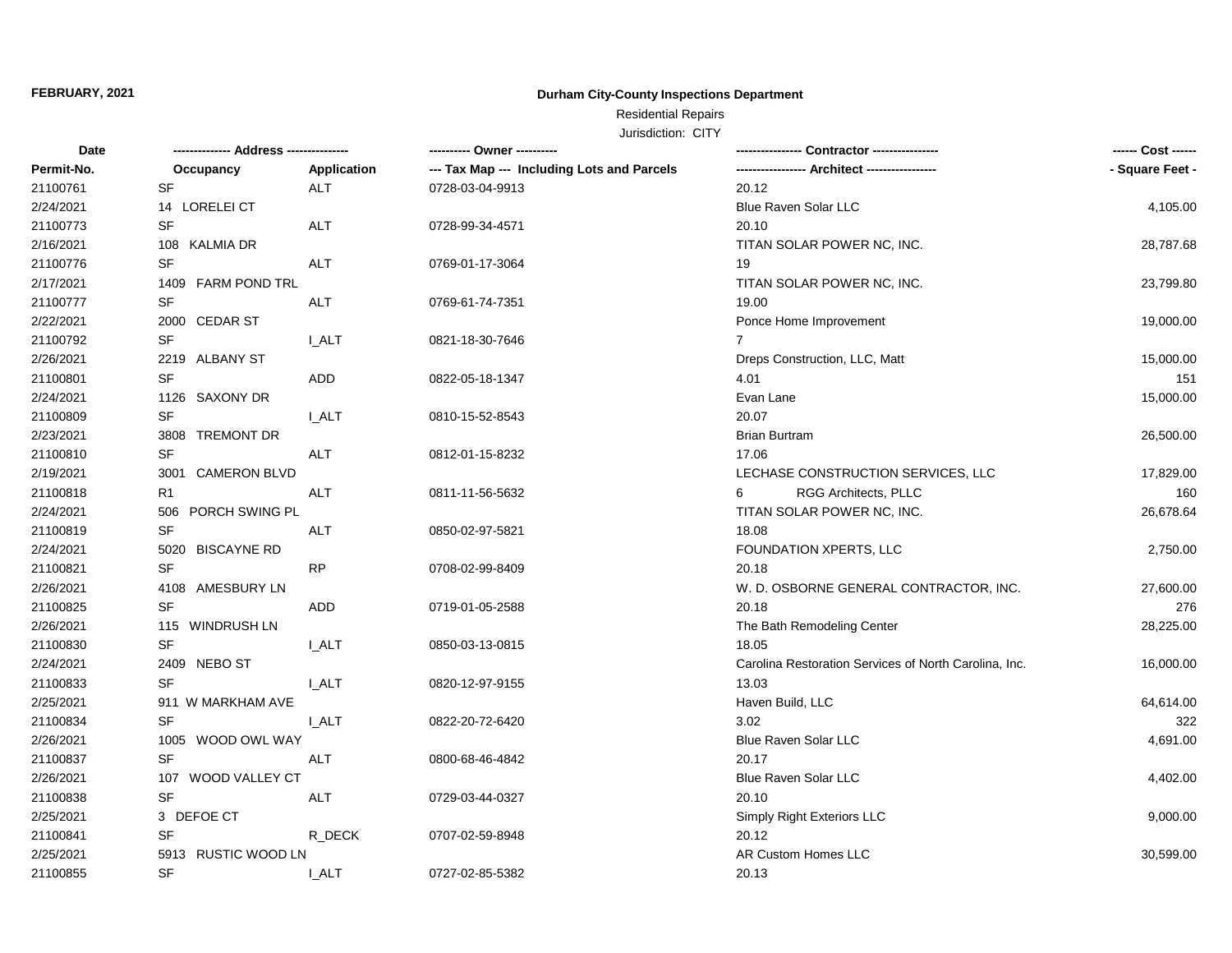**FEBRUARY, 2021**

**Durham City-County Inspections Department**

Residential Repairs

Jurisdiction: CITY

| Date / Permit-No. | Address / Occupancy | Application | Owner / Tax Map --- Including Lots and Parcels | Contractor / Architect | Cost / Square Feet |
|---|---|---|---|---|---|
| 21100761 | SF | ALT | 0728-03-04-9913 | 20.12 | |
| 2/24/2021 | 14 LORELEI CT | | | Blue Raven Solar LLC | 4,105.00 |
| 21100773 | SF | ALT | 0728-99-34-4571 | 20.10 | |
| 2/16/2021 | 108 KALMIA DR | | | TITAN SOLAR POWER NC, INC. | 28,787.68 |
| 21100776 | SF | ALT | 0769-01-17-3064 | 19 | |
| 2/17/2021 | 1409 FARM POND TRL | | | TITAN SOLAR POWER NC, INC. | 23,799.80 |
| 21100777 | SF | ALT | 0769-61-74-7351 | 19.00 | |
| 2/22/2021 | 2000 CEDAR ST | | | Ponce Home Improvement | 19,000.00 |
| 21100792 | SF | I_ALT | 0821-18-30-7646 | 7 | |
| 2/26/2021 | 2219 ALBANY ST | | | Dreps Construction, LLC, Matt | 15,000.00 |
| 21100801 | SF | ADD | 0822-05-18-1347 | 4.01 | 151 |
| 2/24/2021 | 1126 SAXONY DR | | | Evan Lane | 15,000.00 |
| 21100809 | SF | I_ALT | 0810-15-52-8543 | 20.07 | |
| 2/23/2021 | 3808 TREMONT DR | | | Brian Burtram | 26,500.00 |
| 21100810 | SF | ALT | 0812-01-15-8232 | 17.06 | |
| 2/19/2021 | 3001 CAMERON BLVD | | | LECHASE CONSTRUCTION SERVICES, LLC | 17,829.00 |
| 21100818 | R1 | ALT | 0811-11-56-5632 | 6 RGG Architects, PLLC | 160 |
| 2/24/2021 | 506 PORCH SWING PL | | | TITAN SOLAR POWER NC, INC. | 26,678.64 |
| 21100819 | SF | ALT | 0850-02-97-5821 | 18.08 | |
| 2/24/2021 | 5020 BISCAYNE RD | | | FOUNDATION XPERTS, LLC | 2,750.00 |
| 21100821 | SF | RP | 0708-02-99-8409 | 20.18 | |
| 2/26/2021 | 4108 AMESBURY LN | | | W. D. OSBORNE GENERAL CONTRACTOR, INC. | 27,600.00 |
| 21100825 | SF | ADD | 0719-01-05-2588 | 20.18 | 276 |
| 2/26/2021 | 115 WINDRUSH LN | | | The Bath Remodeling Center | 28,225.00 |
| 21100830 | SF | I_ALT | 0850-03-13-0815 | 18.05 | |
| 2/24/2021 | 2409 NEBO ST | | | Carolina Restoration Services of North Carolina, Inc. | 16,000.00 |
| 21100833 | SF | I_ALT | 0820-12-97-9155 | 13.03 | |
| 2/25/2021 | 911 W MARKHAM AVE | | | Haven Build, LLC | 64,614.00 |
| 21100834 | SF | I_ALT | 0822-20-72-6420 | 3.02 | 322 |
| 2/26/2021 | 1005 WOOD OWL WAY | | | Blue Raven Solar LLC | 4,691.00 |
| 21100837 | SF | ALT | 0800-68-46-4842 | 20.17 | |
| 2/26/2021 | 107 WOOD VALLEY CT | | | Blue Raven Solar LLC | 4,402.00 |
| 21100838 | SF | ALT | 0729-03-44-0327 | 20.10 | |
| 2/25/2021 | 3 DEFOE CT | | | Simply Right Exteriors LLC | 9,000.00 |
| 21100841 | SF | R_DECK | 0707-02-59-8948 | 20.12 | |
| 2/25/2021 | 5913 RUSTIC WOOD LN | | | AR Custom Homes LLC | 30,599.00 |
| 21100855 | SF | I_ALT | 0727-02-85-5382 | 20.13 | |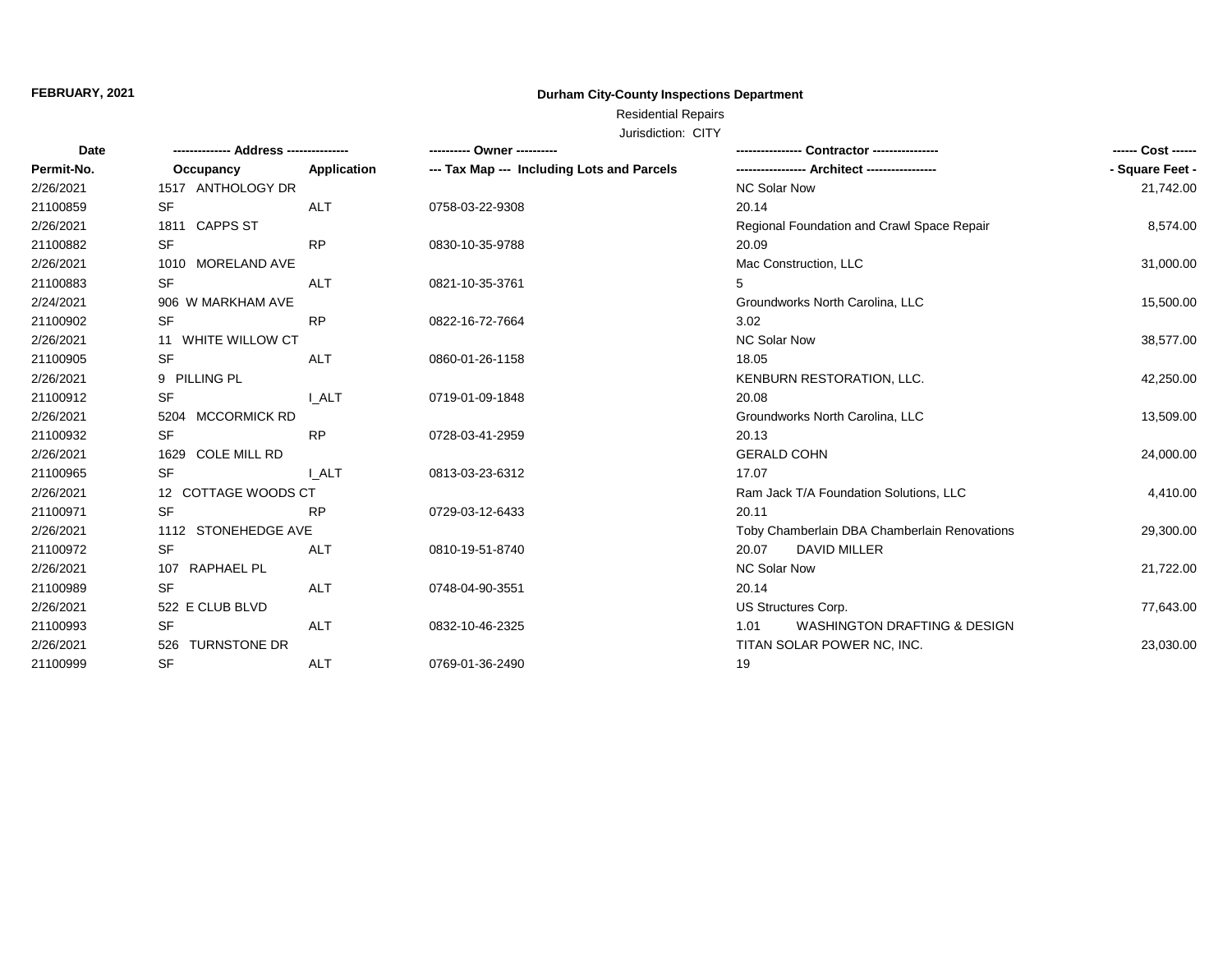FEBRUARY, 2021

**Durham City-County Inspections Department**

Residential Repairs

Jurisdiction: CITY

| Date | ------------- Address -------------- | | ---------- Owner ---------- | ---------------- Contractor ---------------- | ------ Cost ------ |
|---|---|---|---|---|---|
| Permit-No. | Occupancy | Application | --- Tax Map --- Including Lots and Parcels | ----------------- Architect ----------------- | - Square Feet - |
| 2/26/2021 | 1517 ANTHOLOGY DR | | | NC Solar Now | 21,742.00 |
| 21100859 | SF | ALT | 0758-03-22-9308 | 20.14 | |
| 2/26/2021 | 1811 CAPPS ST | | | Regional Foundation and Crawl Space Repair | 8,574.00 |
| 21100882 | SF | RP | 0830-10-35-9788 | 20.09 | |
| 2/26/2021 | 1010 MORELAND AVE | | | Mac Construction, LLC | 31,000.00 |
| 21100883 | SF | ALT | 0821-10-35-3761 | 5 | |
| 2/24/2021 | 906 W MARKHAM AVE | | | Groundworks North Carolina, LLC | 15,500.00 |
| 21100902 | SF | RP | 0822-16-72-7664 | 3.02 | |
| 2/26/2021 | 11 WHITE WILLOW CT | | | NC Solar Now | 38,577.00 |
| 21100905 | SF | ALT | 0860-01-26-1158 | 18.05 | |
| 2/26/2021 | 9 PILLING PL | | | KENBURN RESTORATION, LLC. | 42,250.00 |
| 21100912 | SF | I_ALT | 0719-01-09-1848 | 20.08 | |
| 2/26/2021 | 5204 MCCORMICK RD | | | Groundworks North Carolina, LLC | 13,509.00 |
| 21100932 | SF | RP | 0728-03-41-2959 | 20.13 | |
| 2/26/2021 | 1629 COLE MILL RD | | | GERALD COHN | 24,000.00 |
| 21100965 | SF | I_ALT | 0813-03-23-6312 | 17.07 | |
| 2/26/2021 | 12 COTTAGE WOODS CT | | | Ram Jack T/A Foundation Solutions, LLC | 4,410.00 |
| 21100971 | SF | RP | 0729-03-12-6433 | 20.11 | |
| 2/26/2021 | 1112 STONEHEDGE AVE | | | Toby Chamberlain DBA Chamberlain Renovations | 29,300.00 |
| 21100972 | SF | ALT | 0810-19-51-8740 | 20.07 DAVID MILLER | |
| 2/26/2021 | 107 RAPHAEL PL | | | NC Solar Now | 21,722.00 |
| 21100989 | SF | ALT | 0748-04-90-3551 | 20.14 | |
| 2/26/2021 | 522 E CLUB BLVD | | | US Structures Corp. | 77,643.00 |
| 21100993 | SF | ALT | 0832-10-46-2325 | 1.01 WASHINGTON DRAFTING & DESIGN | |
| 2/26/2021 | 526 TURNSTONE DR | | | TITAN SOLAR POWER NC, INC. | 23,030.00 |
| 21100999 | SF | ALT | 0769-01-36-2490 | 19 | |